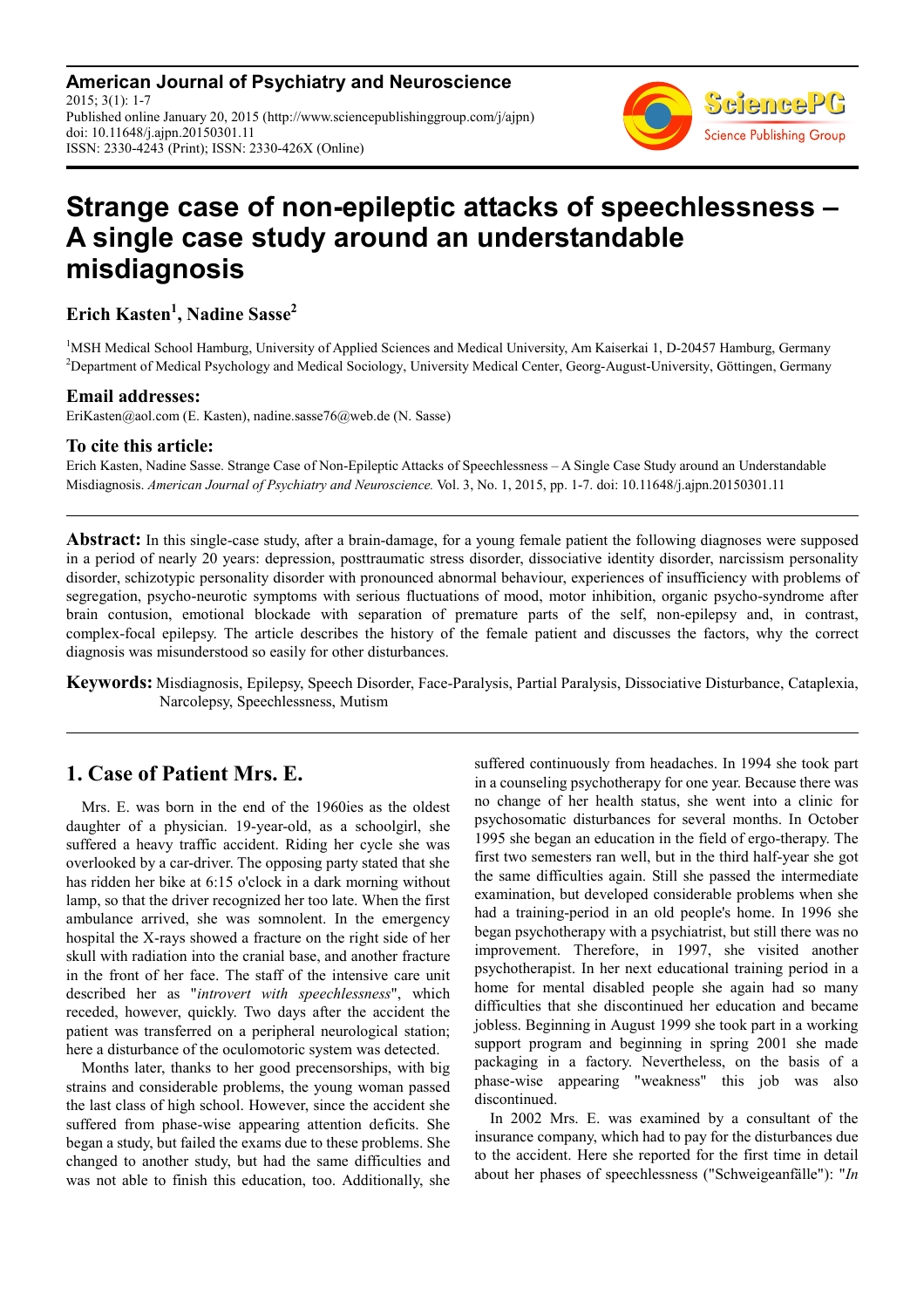**American Journal of Psychiatry and Neuroscience**
2015; 3(1): 1-7
Published online January 20, 2015 (http://www.sciencepublishinggroup.com/j/ajpn)
doi: 10.11648/j.ajpn.20150301.11
ISSN: 2330-4243 (Print); ISSN: 2330-426X (Online)

# Strange case of non-epileptic attacks of speechlessness – A single case study around an understandable misdiagnosis

**Erich Kasten[1], Nadine Sasse[2]**

[1]MSH Medical School Hamburg, University of Applied Sciences and Medical University, Am Kaiserkai 1, D-20457 Hamburg, Germany
[2]Department of Medical Psychology and Medical Sociology, University Medical Center, Georg-August-University, Göttingen, Germany

### Email addresses:

EriKasten@aol.com (E. Kasten), nadine.sasse76@web.de (N. Sasse)

### To cite this article:

Erich Kasten, Nadine Sasse. Strange Case of Non-Epileptic Attacks of Speechlessness – A Single Case Study around an Understandable Misdiagnosis. *American Journal of Psychiatry and Neuroscience.* Vol. 3, No. 1, 2015, pp. 1-7. doi: 10.11648/j.ajpn.20150301.11

---

**Abstract:** In this single-case study, after a brain-damage, for a young female patient the following diagnoses were supposed in a period of nearly 20 years: depression, posttraumatic stress disorder, dissociative identity disorder, narcissism personality disorder, schizotypic personality disorder with pronounced abnormal behaviour, experiences of insufficiency with problems of segregation, psycho-neurotic symptoms with serious fluctuations of mood, motor inhibition, organic psycho-syndrome after brain contusion, emotional blockade with separation of premature parts of the self, non-epilepsy and, in contrast, complex-focal epilepsy. The article describes the history of the female patient and discusses the factors, why the correct diagnosis was misunderstood so easily for other disturbances.

**Keywords:** Misdiagnosis, Epilepsy, Speech Disorder, Face-Paralysis, Partial Paralysis, Dissociative Disturbance, Cataplexia, Narcolepsy, Speechlessness, Mutism

---

## 1. Case of Patient Mrs. E.

Mrs. E. was born in the end of the 1960ies as the oldest daughter of a physician. 19-year-old, as a schoolgirl, she suffered a heavy traffic accident. Riding her cycle she was overlooked by a car-driver. The opposing party stated that she has ridden her bike at 6:15 o'clock in a dark morning without lamp, so that the driver recognized her too late. When the first ambulance arrived, she was somnolent. In the emergency hospital the X-rays showed a fracture on the right side of her skull with radiation into the cranial base, and another fracture in the front of her face. The staff of the intensive care unit described her as "*introvert with speechlessness*", which receded, however, quickly. Two days after the accident the patient was transferred on a peripheral neurological station; here a disturbance of the oculomotoric system was detected.

Months later, thanks to her good precensorships, with big strains and considerable problems, the young woman passed the last class of high school. However, since the accident she suffered from phase-wise appearing attention deficits. She began a study, but failed the exams due to these problems. She changed to another study, but had the same difficulties and was not able to finish this education, too. Additionally, she suffered continuously from headaches. In 1994 she took part in a counseling psychotherapy for one year. Because there was no change of her health status, she went into a clinic for psychosomatic disturbances for several months. In October 1995 she began an education in the field of ergo-therapy. The first two semesters ran well, but in the third half-year she got the same difficulties again. Still she passed the intermediate examination, but developed considerable problems when she had a training-period in an old people's home. In 1996 she began psychotherapy with a psychiatrist, but still there was no improvement. Therefore, in 1997, she visited another psychotherapist. In her next educational training period in a home for mental disabled people she again had so many difficulties that she discontinued her education and became jobless. Beginning in August 1999 she took part in a working support program and beginning in spring 2001 she made packaging in a factory. Nevertheless, on the basis of a phase-wise appearing "weakness" this job was also discontinued.

In 2002 Mrs. E. was examined by a consultant of the insurance company, which had to pay for the disturbances due to the accident. Here she reported for the first time in detail about her phases of speechlessness ("Schweigeanfälle"): "*In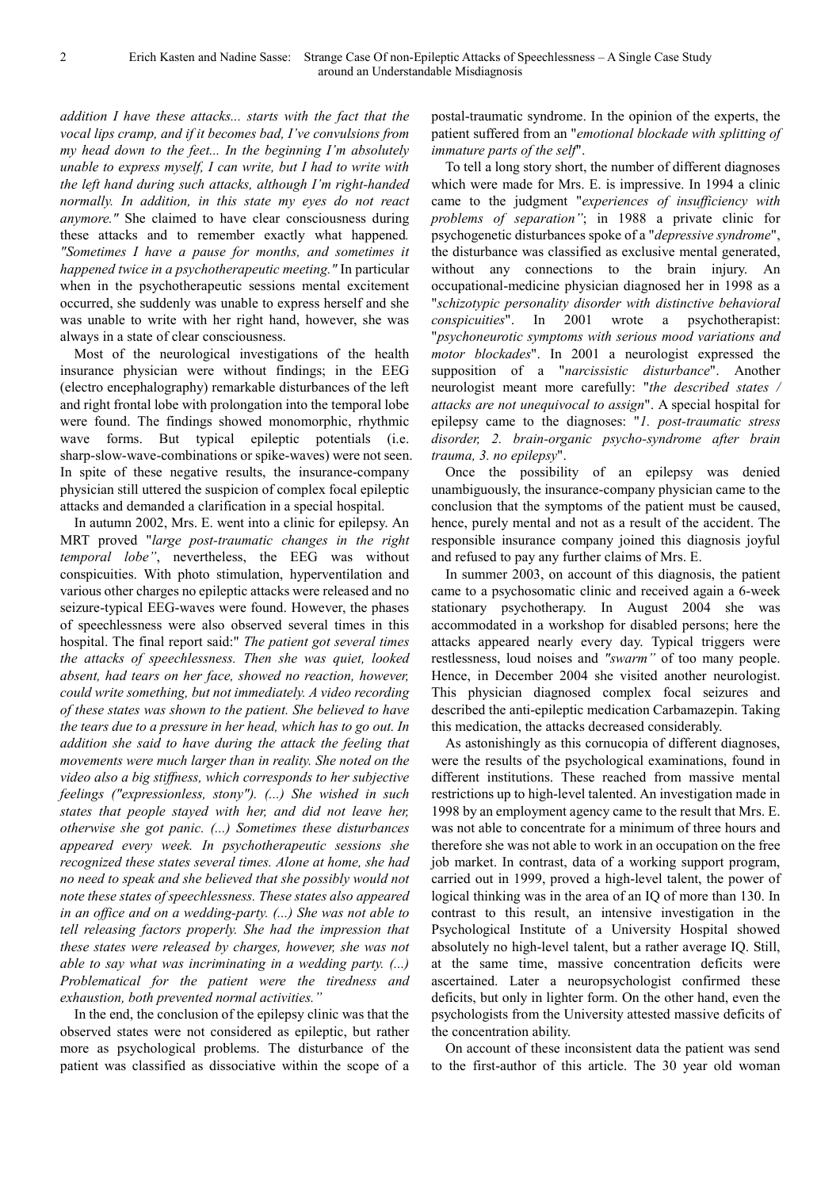*addition I have these attacks... starts with the fact that the vocal lips cramp, and if it becomes bad, I've convulsions from my head down to the feet... In the beginning I'm absolutely unable to express myself, I can write, but I had to write with the left hand during such attacks, although I'm right-handed normally. In addition, in this state my eyes do not react anymore."* She claimed to have clear consciousness during these attacks and to remember exactly what happened. *"Sometimes I have a pause for months, and sometimes it happened twice in a psychotherapeutic meeting."* In particular when in the psychotherapeutic sessions mental excitement occurred, she suddenly was unable to express herself and she was unable to write with her right hand, however, she was always in a state of clear consciousness.

Most of the neurological investigations of the health insurance physician were without findings; in the EEG (electro encephalography) remarkable disturbances of the left and right frontal lobe with prolongation into the temporal lobe were found. The findings showed monomorphic, rhythmic wave forms. But typical epileptic potentials (i.e. sharp-slow-wave-combinations or spike-waves) were not seen. In spite of these negative results, the insurance-company physician still uttered the suspicion of complex focal epileptic attacks and demanded a clarification in a special hospital.

In autumn 2002, Mrs. E. went into a clinic for epilepsy. An MRT proved "*large post-traumatic changes in the right temporal lobe"*, nevertheless, the EEG was without conspicuities. With photo stimulation, hyperventilation and various other charges no epileptic attacks were released and no seizure-typical EEG-waves were found. However, the phases of speechlessness were also observed several times in this hospital. The final report said:" *The patient got several times the attacks of speechlessness. Then she was quiet, looked absent, had tears on her face, showed no reaction, however, could write something, but not immediately. A video recording of these states was shown to the patient. She believed to have the tears due to a pressure in her head, which has to go out. In addition she said to have during the attack the feeling that movements were much larger than in reality. She noted on the video also a big stiffness, which corresponds to her subjective feelings ("expressionless, stony"). (...) She wished in such states that people stayed with her, and did not leave her, otherwise she got panic. (...) Sometimes these disturbances appeared every week. In psychotherapeutic sessions she recognized these states several times. Alone at home, she had no need to speak and she believed that she possibly would not note these states of speechlessness. These states also appeared in an office and on a wedding-party. (...) She was not able to tell releasing factors properly. She had the impression that these states were released by charges, however, she was not able to say what was incriminating in a wedding party. (...) Problematical for the patient were the tiredness and exhaustion, both prevented normal activities."*

In the end, the conclusion of the epilepsy clinic was that the observed states were not considered as epileptic, but rather more as psychological problems. The disturbance of the patient was classified as dissociative within the scope of a postal-traumatic syndrome. In the opinion of the experts, the patient suffered from an "*emotional blockade with splitting of immature parts of the self*".

To tell a long story short, the number of different diagnoses which were made for Mrs. E. is impressive. In 1994 a clinic came to the judgment "*experiences of insufficiency with problems of separation"*; in 1988 a private clinic for psychogenetic disturbances spoke of a "*depressive syndrome*", the disturbance was classified as exclusive mental generated, without any connections to the brain injury. An occupational-medicine physician diagnosed her in 1998 as a "*schizotypic personality disorder with distinctive behavioral conspicuities*". In 2001 wrote a psychotherapist: "*psychoneurotic symptoms with serious mood variations and motor blockades*". In 2001 a neurologist expressed the supposition of a "*narcissistic disturbance*". Another neurologist meant more carefully: "*the described states / attacks are not unequivocal to assign*". A special hospital for epilepsy came to the diagnoses: "*1. post-traumatic stress disorder, 2. brain-organic psycho-syndrome after brain trauma, 3. no epilepsy*".

Once the possibility of an epilepsy was denied unambiguously, the insurance-company physician came to the conclusion that the symptoms of the patient must be caused, hence, purely mental and not as a result of the accident. The responsible insurance company joined this diagnosis joyful and refused to pay any further claims of Mrs. E.

In summer 2003, on account of this diagnosis, the patient came to a psychosomatic clinic and received again a 6-week stationary psychotherapy. In August 2004 she was accommodated in a workshop for disabled persons; here the attacks appeared nearly every day. Typical triggers were restlessness, loud noises and *"swarm"* of too many people. Hence, in December 2004 she visited another neurologist. This physician diagnosed complex focal seizures and described the anti-epileptic medication Carbamazepin. Taking this medication, the attacks decreased considerably.

As astonishingly as this cornucopia of different diagnoses, were the results of the psychological examinations, found in different institutions. These reached from massive mental restrictions up to high-level talented. An investigation made in 1998 by an employment agency came to the result that Mrs. E. was not able to concentrate for a minimum of three hours and therefore she was not able to work in an occupation on the free job market. In contrast, data of a working support program, carried out in 1999, proved a high-level talent, the power of logical thinking was in the area of an IQ of more than 130. In contrast to this result, an intensive investigation in the Psychological Institute of a University Hospital showed absolutely no high-level talent, but a rather average IQ. Still, at the same time, massive concentration deficits were ascertained. Later a neuropsychologist confirmed these deficits, but only in lighter form. On the other hand, even the psychologists from the University attested massive deficits of the concentration ability.

On account of these inconsistent data the patient was send to the first-author of this article. The 30 year old woman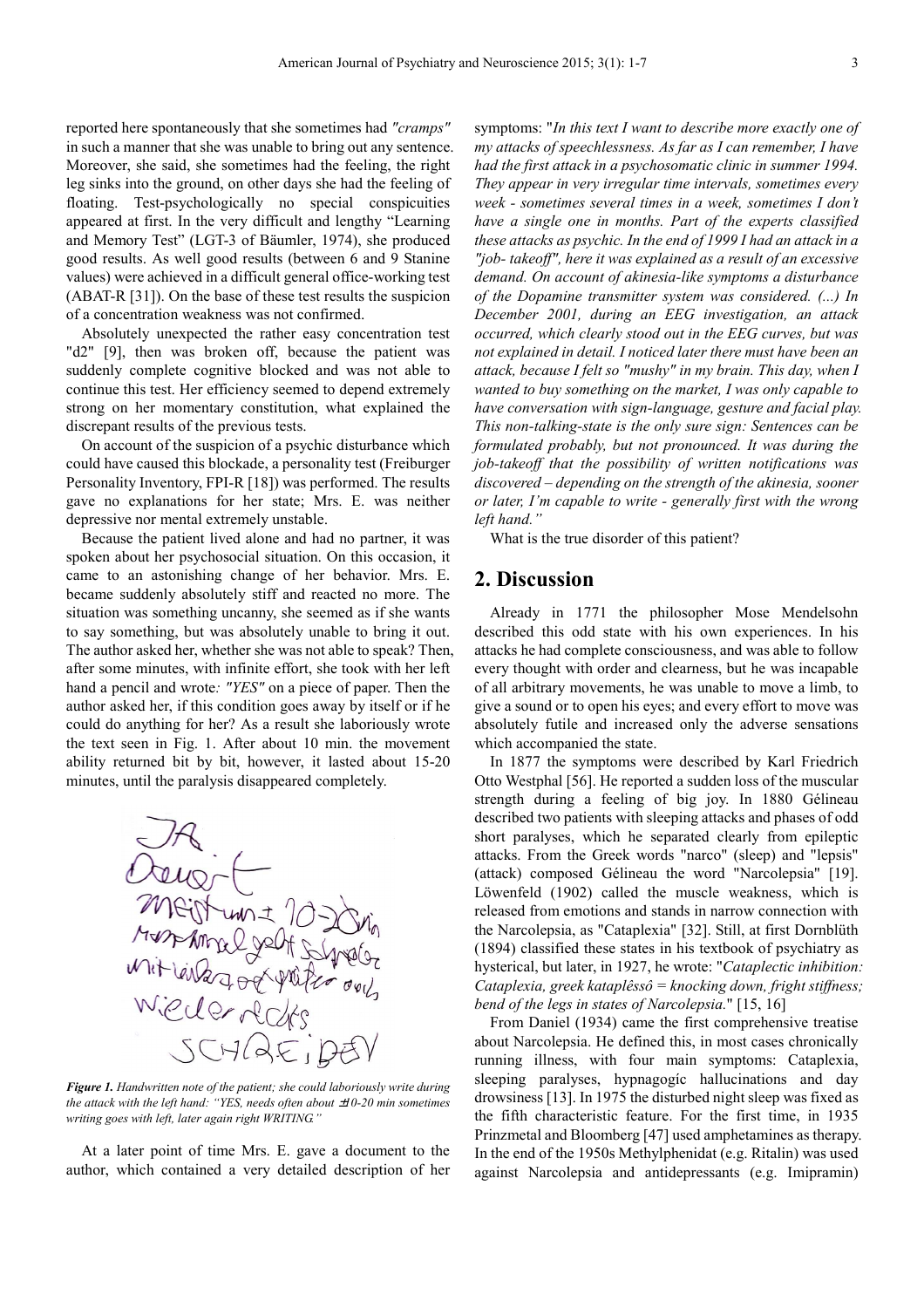reported here spontaneously that she sometimes had *"cramps"* in such a manner that she was unable to bring out any sentence. Moreover, she said, she sometimes had the feeling, the right leg sinks into the ground, on other days she had the feeling of floating. Test-psychologically no special conspicuities appeared at first. In the very difficult and lengthy "Learning and Memory Test" (LGT-3 of Bäumler, 1974), she produced good results. As well good results (between 6 and 9 Stanine values) were achieved in a difficult general office-working test (ABAT-R [31]). On the base of these test results the suspicion of a concentration weakness was not confirmed.

Absolutely unexpected the rather easy concentration test "d2" [9], then was broken off, because the patient was suddenly complete cognitive blocked and was not able to continue this test. Her efficiency seemed to depend extremely strong on her momentary constitution, what explained the discrepant results of the previous tests.

On account of the suspicion of a psychic disturbance which could have caused this blockade, a personality test (Freiburger Personality Inventory, FPI-R [18]) was performed. The results gave no explanations for her state; Mrs. E. was neither depressive nor mental extremely unstable.

Because the patient lived alone and had no partner, it was spoken about her psychosocial situation. On this occasion, it came to an astonishing change of her behavior. Mrs. E. became suddenly absolutely stiff and reacted no more. The situation was something uncanny, she seemed as if she wants to say something, but was absolutely unable to bring it out. The author asked her, whether she was not able to speak? Then, after some minutes, with infinite effort, she took with her left hand a pencil and wrote*: "YES"* on a piece of paper. Then the author asked her, if this condition goes away by itself or if he could do anything for her? As a result she laboriously wrote the text seen in Fig. 1. After about 10 min. the movement ability returned bit by bit, however, it lasted about 15-20 minutes, until the paralysis disappeared completely.

***Figure 1.*** *Handwritten note of the patient; she could laboriously write during the attack with the left hand: "YES, needs often about ±10-20 min sometimes writing goes with left, later again right WRITING."*

At a later point of time Mrs. E. gave a document to the author, which contained a very detailed description of her symptoms: "*In this text I want to describe more exactly one of my attacks of speechlessness. As far as I can remember, I have had the first attack in a psychosomatic clinic in summer 1994. They appear in very irregular time intervals, sometimes every week - sometimes several times in a week, sometimes I don't have a single one in months. Part of the experts classified these attacks as psychic. In the end of 1999 I had an attack in a "job- takeoff", here it was explained as a result of an excessive demand. On account of akinesia-like symptoms a disturbance of the Dopamine transmitter system was considered. (...) In December 2001, during an EEG investigation, an attack occurred, which clearly stood out in the EEG curves, but was not explained in detail. I noticed later there must have been an attack, because I felt so "mushy" in my brain. This day, when I wanted to buy something on the market, I was only capable to have conversation with sign-language, gesture and facial play. This non-talking-state is the only sure sign: Sentences can be formulated probably, but not pronounced. It was during the job-takeoff that the possibility of written notifications was discovered – depending on the strength of the akinesia, sooner or later, I'm capable to write - generally first with the wrong left hand."*

What is the true disorder of this patient?

## 2. Discussion

Already in 1771 the philosopher Mose Mendelsohn described this odd state with his own experiences. In his attacks he had complete consciousness, and was able to follow every thought with order and clearness, but he was incapable of all arbitrary movements, he was unable to move a limb, to give a sound or to open his eyes; and every effort to move was absolutely futile and increased only the adverse sensations which accompanied the state.

In 1877 the symptoms were described by Karl Friedrich Otto Westphal [56]. He reported a sudden loss of the muscular strength during a feeling of big joy. In 1880 Gélineau described two patients with sleeping attacks and phases of odd short paralyses, which he separated clearly from epileptic attacks. From the Greek words "narco" (sleep) and "lepsis" (attack) composed Gélineau the word "Narcolepsia" [19]. Löwenfeld (1902) called the muscle weakness, which is released from emotions and stands in narrow connection with the Narcolepsia, as "Cataplexia" [32]. Still, at first Dornblüth (1894) classified these states in his textbook of psychiatry as hysterical, but later, in 1927, he wrote: "*Cataplectic inhibition: Cataplexia, greek kataplêssô = knocking down, fright stiffness; bend of the legs in states of Narcolepsia.*" [15, 16]

From Daniel (1934) came the first comprehensive treatise about Narcolepsia. He defined this, in most cases chronically running illness, with four main symptoms: Cataplexia, sleeping paralyses, hypnagogíc hallucinations and day drowsiness [13]. In 1975 the disturbed night sleep was fixed as the fifth characteristic feature. For the first time, in 1935 Prinzmetal and Bloomberg [47] used amphetamines as therapy. In the end of the 1950s Methylphenidat (e.g. Ritalin) was used against Narcolepsia and antidepressants (e.g. Imipramin)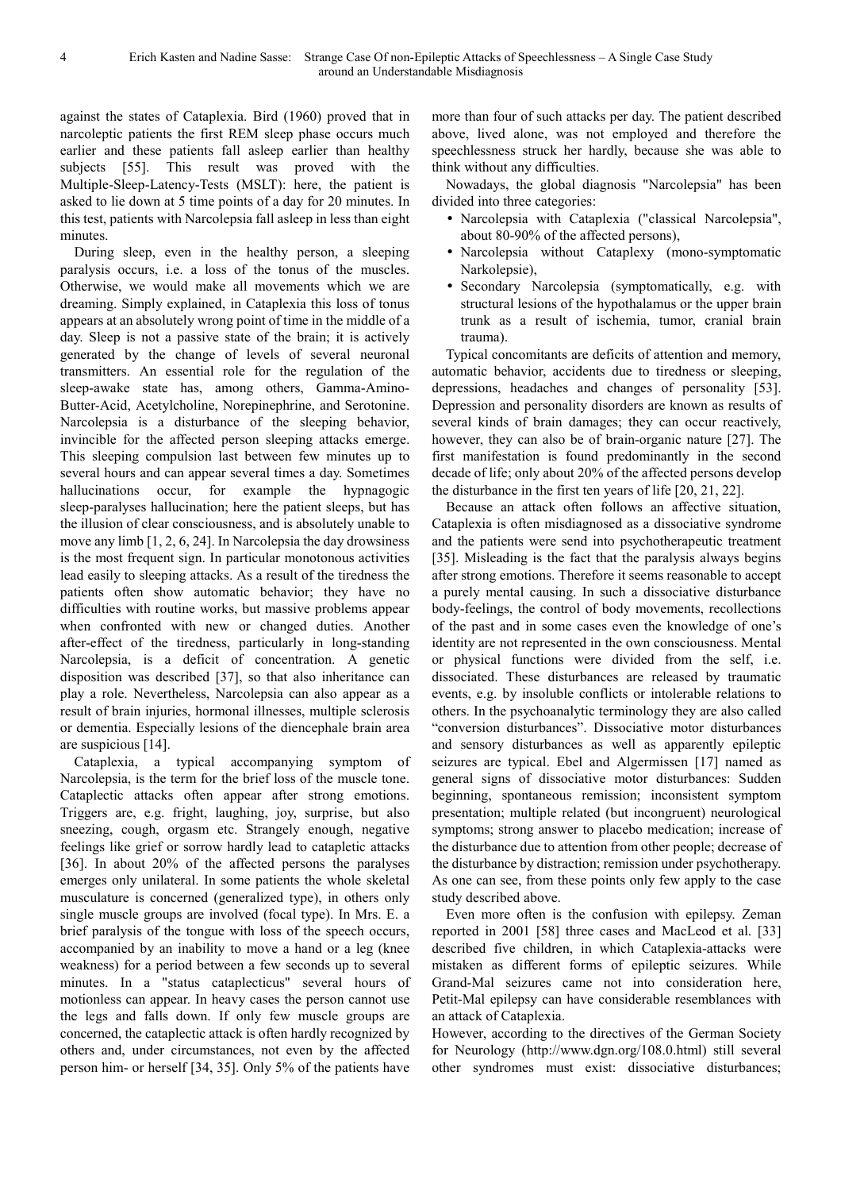against the states of Cataplexia. Bird (1960) proved that in narcoleptic patients the first REM sleep phase occurs much earlier and these patients fall asleep earlier than healthy subjects [55]. This result was proved with the Multiple-Sleep-Latency-Tests (MSLT): here, the patient is asked to lie down at 5 time points of a day for 20 minutes. In this test, patients with Narcolepsia fall asleep in less than eight minutes.

During sleep, even in the healthy person, a sleeping paralysis occurs, i.e. a loss of the tonus of the muscles. Otherwise, we would make all movements which we are dreaming. Simply explained, in Cataplexia this loss of tonus appears at an absolutely wrong point of time in the middle of a day. Sleep is not a passive state of the brain; it is actively generated by the change of levels of several neuronal transmitters. An essential role for the regulation of the sleep-awake state has, among others, Gamma-Amino-Butter-Acid, Acetylcholine, Norepinephrine, and Serotonine. Narcolepsia is a disturbance of the sleeping behavior, invincible for the affected person sleeping attacks emerge. This sleeping compulsion last between few minutes up to several hours and can appear several times a day. Sometimes hallucinations occur, for example the hypnagogic sleep-paralyses hallucination; here the patient sleeps, but has the illusion of clear consciousness, and is absolutely unable to move any limb [1, 2, 6, 24]. In Narcolepsia the day drowsiness is the most frequent sign. In particular monotonous activities lead easily to sleeping attacks. As a result of the tiredness the patients often show automatic behavior; they have no difficulties with routine works, but massive problems appear when confronted with new or changed duties. Another after-effect of the tiredness, particularly in long-standing Narcolepsia, is a deficit of concentration. A genetic disposition was described [37], so that also inheritance can play a role. Nevertheless, Narcolepsia can also appear as a result of brain injuries, hormonal illnesses, multiple sclerosis or dementia. Especially lesions of the diencephale brain area are suspicious [14].

Cataplexia, a typical accompanying symptom of Narcolepsia, is the term for the brief loss of the muscle tone. Cataplectic attacks often appear after strong emotions. Triggers are, e.g. fright, laughing, joy, surprise, but also sneezing, cough, orgasm etc. Strangely enough, negative feelings like grief or sorrow hardly lead to cataplectic attacks [36]. In about 20% of the affected persons the paralyses emerges only unilateral. In some patients the whole skeletal musculature is concerned (generalized type), in others only single muscle groups are involved (focal type). In Mrs. E. a brief paralysis of the tongue with loss of the speech occurs, accompanied by an inability to move a hand or a leg (knee weakness) for a period between a few seconds up to several minutes. In a "status cataplecticus" several hours of motionless can appear. In heavy cases the person cannot use the legs and falls down. If only few muscle groups are concerned, the cataplectic attack is often hardly recognized by others and, under circumstances, not even by the affected person him- or herself [34, 35]. Only 5% of the patients have more than four of such attacks per day. The patient described above, lived alone, was not employed and therefore the speechlessness struck her hardly, because she was able to think without any difficulties.

Nowadays, the global diagnosis "Narcolepsia" has been divided into three categories:

- Narcolepsia with Cataplexia ("classical Narcolepsia", about 80-90% of the affected persons),
- Narcolepsia without Cataplexy (mono-symptomatic Narkolepsie),
- Secondary Narcolepsia (symptomatically, e.g. with structural lesions of the hypothalamus or the upper brain trunk as a result of ischemia, tumor, cranial brain trauma).

Typical concomitants are deficits of attention and memory, automatic behavior, accidents due to tiredness or sleeping, depressions, headaches and changes of personality [53]. Depression and personality disorders are known as results of several kinds of brain damages; they can occur reactively, however, they can also be of brain-organic nature [27]. The first manifestation is found predominantly in the second decade of life; only about 20% of the affected persons develop the disturbance in the first ten years of life [20, 21, 22].

Because an attack often follows an affective situation, Cataplexia is often misdiagnosed as a dissociative syndrome and the patients were send into psychotherapeutic treatment [35]. Misleading is the fact that the paralysis always begins after strong emotions. Therefore it seems reasonable to accept a purely mental causing. In such a dissociative disturbance body-feelings, the control of body movements, recollections of the past and in some cases even the knowledge of one's identity are not represented in the own consciousness. Mental or physical functions were divided from the self, i.e. dissociated. These disturbances are released by traumatic events, e.g. by insoluble conflicts or intolerable relations to others. In the psychoanalytic terminology they are also called "conversion disturbances". Dissociative motor disturbances and sensory disturbances as well as apparently epileptic seizures are typical. Ebel and Algermissen [17] named as general signs of dissociative motor disturbances: Sudden beginning, spontaneous remission; inconsistent symptom presentation; multiple related (but incongruent) neurological symptoms; strong answer to placebo medication; increase of the disturbance due to attention from other people; decrease of the disturbance by distraction; remission under psychotherapy. As one can see, from these points only few apply to the case study described above.

Even more often is the confusion with epilepsy. Zeman reported in 2001 [58] three cases and MacLeod et al. [33] described five children, in which Cataplexia-attacks were mistaken as different forms of epileptic seizures. While Grand-Mal seizures came not into consideration here, Petit-Mal epilepsy can have considerable resemblances with an attack of Cataplexia.

However, according to the directives of the German Society for Neurology (http://www.dgn.org/108.0.html) still several other syndromes must exist: dissociative disturbances;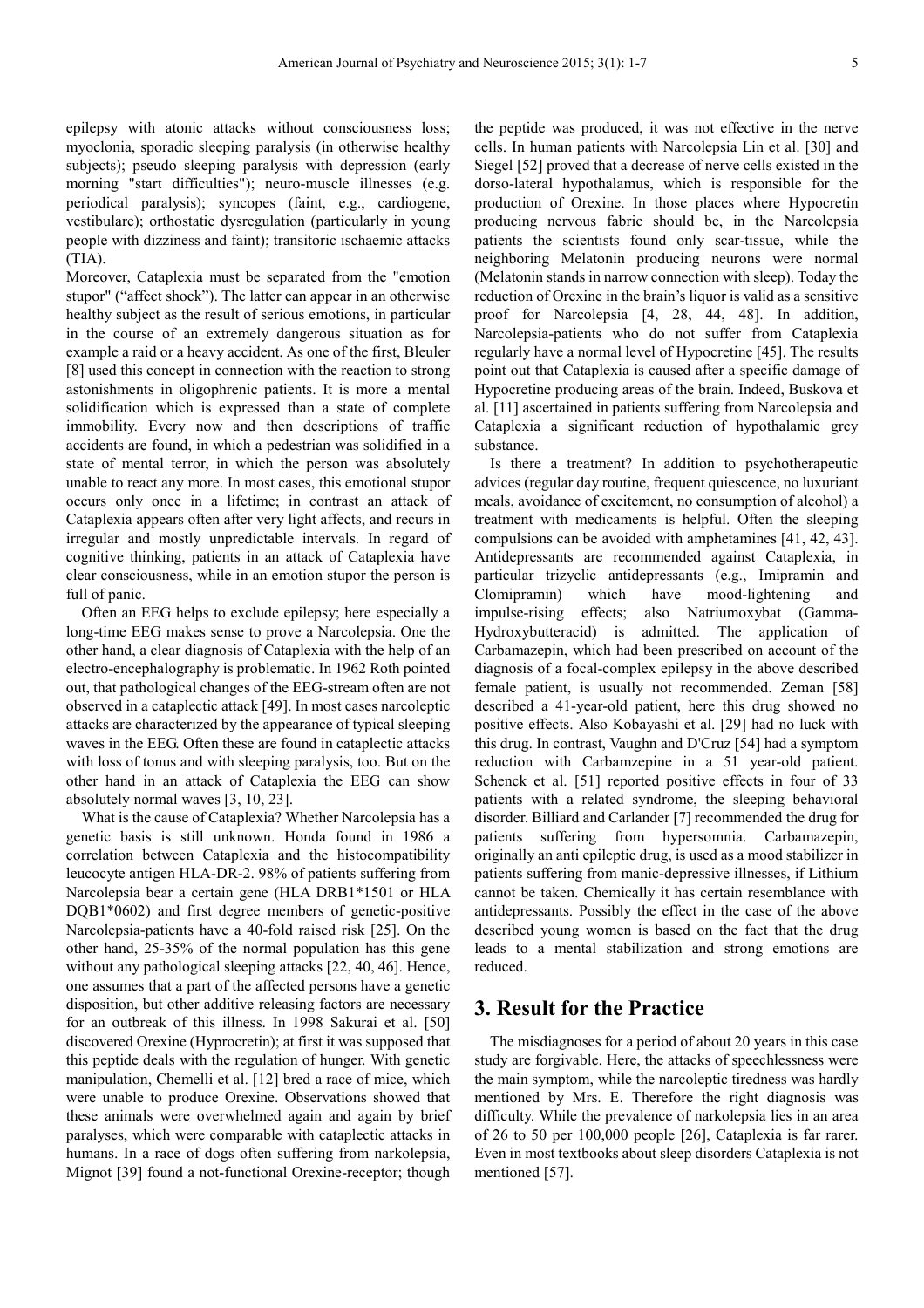epilepsy with atonic attacks without consciousness loss; myoclonia, sporadic sleeping paralysis (in otherwise healthy subjects); pseudo sleeping paralysis with depression (early morning "start difficulties"); neuro-muscle illnesses (e.g. periodical paralysis); syncopes (faint, e.g., cardiogene, vestibulare); orthostatic dysregulation (particularly in young people with dizziness and faint); transitoric ischaemic attacks (TIA).

Moreover, Cataplexia must be separated from the "emotion stupor" ("affect shock"). The latter can appear in an otherwise healthy subject as the result of serious emotions, in particular in the course of an extremely dangerous situation as for example a raid or a heavy accident. As one of the first, Bleuler [8] used this concept in connection with the reaction to strong astonishments in oligophrenic patients. It is more a mental solidification which is expressed than a state of complete immobility. Every now and then descriptions of traffic accidents are found, in which a pedestrian was solidified in a state of mental terror, in which the person was absolutely unable to react any more. In most cases, this emotional stupor occurs only once in a lifetime; in contrast an attack of Cataplexia appears often after very light affects, and recurs in irregular and mostly unpredictable intervals. In regard of cognitive thinking, patients in an attack of Cataplexia have clear consciousness, while in an emotion stupor the person is full of panic.

Often an EEG helps to exclude epilepsy; here especially a long-time EEG makes sense to prove a Narcolepsia. One the other hand, a clear diagnosis of Cataplexia with the help of an electro-encephalography is problematic. In 1962 Roth pointed out, that pathological changes of the EEG-stream often are not observed in a cataplectic attack [49]. In most cases narcoleptic attacks are characterized by the appearance of typical sleeping waves in the EEG. Often these are found in cataplectic attacks with loss of tonus and with sleeping paralysis, too. But on the other hand in an attack of Cataplexia the EEG can show absolutely normal waves [3, 10, 23].

What is the cause of Cataplexia? Whether Narcolepsia has a genetic basis is still unknown. Honda found in 1986 a correlation between Cataplexia and the histocompatibility leucocyte antigen HLA-DR-2. 98% of patients suffering from Narcolepsia bear a certain gene (HLA DRB1*1501 or HLA DQB1*0602) and first degree members of genetic-positive Narcolepsia-patients have a 40-fold raised risk [25]. On the other hand, 25-35% of the normal population has this gene without any pathological sleeping attacks [22, 40, 46]. Hence, one assumes that a part of the affected persons have a genetic disposition, but other additive releasing factors are necessary for an outbreak of this illness. In 1998 Sakurai et al. [50] discovered Orexine (Hyprocretin); at first it was supposed that this peptide deals with the regulation of hunger. With genetic manipulation, Chemelli et al. [12] bred a race of mice, which were unable to produce Orexine. Observations showed that these animals were overwhelmed again and again by brief paralyses, which were comparable with cataplectic attacks in humans. In a race of dogs often suffering from narkolepsia, Mignot [39] found a not-functional Orexine-receptor; though the peptide was produced, it was not effective in the nerve cells. In human patients with Narcolepsia Lin et al. [30] and Siegel [52] proved that a decrease of nerve cells existed in the dorso-lateral hypothalamus, which is responsible for the production of Orexine. In those places where Hypocretin producing nervous fabric should be, in the Narcolepsia patients the scientists found only scar-tissue, while the neighboring Melatonin producing neurons were normal (Melatonin stands in narrow connection with sleep). Today the reduction of Orexine in the brain's liquor is valid as a sensitive proof for Narcolepsia [4, 28, 44, 48]. In addition, Narcolepsia-patients who do not suffer from Cataplexia regularly have a normal level of Hypocretine [45]. The results point out that Cataplexia is caused after a specific damage of Hypocretine producing areas of the brain. Indeed, Buskova et al. [11] ascertained in patients suffering from Narcolepsia and Cataplexia a significant reduction of hypothalamic grey substance.

Is there a treatment? In addition to psychotherapeutic advices (regular day routine, frequent quiescence, no luxuriant meals, avoidance of excitement, no consumption of alcohol) a treatment with medicaments is helpful. Often the sleeping compulsions can be avoided with amphetamines [41, 42, 43]. Antidepressants are recommended against Cataplexia, in particular trizyclic antidepressants (e.g., Imipramin and Clomipramin) which have mood-lightening and impulse-rising effects; also Natriumoxybat (Gamma-Hydroxybutteracid) is admitted. The application of Carbamazepin, which had been prescribed on account of the diagnosis of a focal-complex epilepsy in the above described female patient, is usually not recommended. Zeman [58] described a 41-year-old patient, here this drug showed no positive effects. Also Kobayashi et al. [29] had no luck with this drug. In contrast, Vaughn and D'Cruz [54] had a symptom reduction with Carbamzepine in a 51 year-old patient. Schenck et al. [51] reported positive effects in four of 33 patients with a related syndrome, the sleeping behavioral disorder. Billiard and Carlander [7] recommended the drug for patients suffering from hypersomnia. Carbamazepin, originally an anti epileptic drug, is used as a mood stabilizer in patients suffering from manic-depressive illnesses, if Lithium cannot be taken. Chemically it has certain resemblance with antidepressants. Possibly the effect in the case of the above described young women is based on the fact that the drug leads to a mental stabilization and strong emotions are reduced.

## 3. Result for the Practice

The misdiagnoses for a period of about 20 years in this case study are forgivable. Here, the attacks of speechlessness were the main symptom, while the narcoleptic tiredness was hardly mentioned by Mrs. E. Therefore the right diagnosis was difficulty. While the prevalence of narkolepsia lies in an area of 26 to 50 per 100,000 people [26], Cataplexia is far rarer. Even in most textbooks about sleep disorders Cataplexia is not mentioned [57].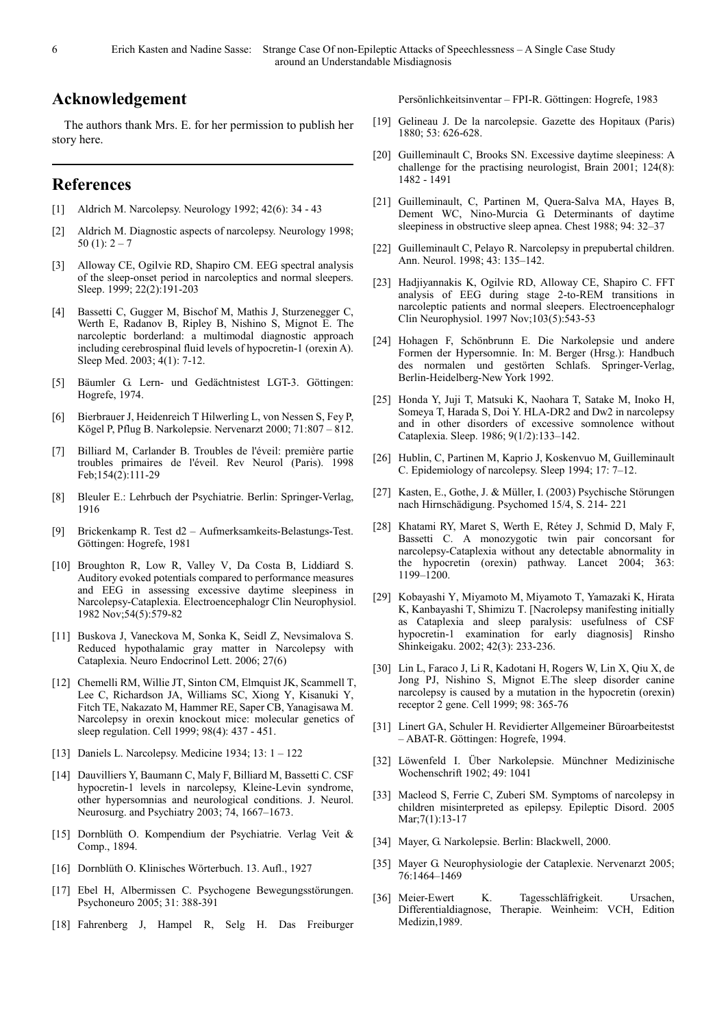## Acknowledgement

The authors thank Mrs. E. for her permission to publish her story here.

## References

[1] Aldrich M. Narcolepsy. Neurology 1992; 42(6): 34 - 43

[2] Aldrich M. Diagnostic aspects of narcolepsy. Neurology 1998; 50 (1): 2 – 7

[3] Alloway CE, Ogilvie RD, Shapiro CM. EEG spectral analysis of the sleep-onset period in narcoleptics and normal sleepers. Sleep. 1999; 22(2):191-203

[4] Bassetti C, Gugger M, Bischof M, Mathis J, Sturzenegger C, Werth E, Radanov B, Ripley B, Nishino S, Mignot E. The narcoleptic borderland: a multimodal diagnostic approach including cerebrospinal fluid levels of hypocretin-1 (orexin A). Sleep Med. 2003; 4(1): 7-12.

[5] Bäumler G. Lern- und Gedächtnistest LGT-3. Göttingen: Hogrefe, 1974.

[6] Bierbrauer J, Heidenreich T Hilwerling L, von Nessen S, Fey P, Kögel P, Pflug B. Narkolepsie. Nervenarzt 2000; 71:807 – 812.

[7] Billiard M, Carlander B. Troubles de l'éveil: première partie troubles primaires de l'éveil. Rev Neurol (Paris). 1998 Feb;154(2):111-29

[8] Bleuler E.: Lehrbuch der Psychiatrie. Berlin: Springer-Verlag, 1916

[9] Brickenkamp R. Test d2 – Aufmerksamkeits-Belastungs-Test. Göttingen: Hogrefe, 1981

[10] Broughton R, Low R, Valley V, Da Costa B, Liddiard S. Auditory evoked potentials compared to performance measures and EEG in assessing excessive daytime sleepiness in Narcolepsy-Cataplexia. Electroencephalogr Clin Neurophysiol. 1982 Nov;54(5):579-82

[11] Buskova J, Vaneckova M, Sonka K, Seidl Z, Nevsimalova S. Reduced hypothalamic gray matter in Narcolepsy with Cataplexia. Neuro Endocrinol Lett. 2006; 27(6)

[12] Chemelli RM, Willie JT, Sinton CM, Elmquist JK, Scammell T, Lee C, Richardson JA, Williams SC, Xiong Y, Kisanuki Y, Fitch TE, Nakazato M, Hammer RE, Saper CB, Yanagisawa M. Narcolepsy in orexin knockout mice: molecular genetics of sleep regulation. Cell 1999; 98(4): 437 - 451.

[13] Daniels L. Narcolepsy. Medicine 1934; 13: 1 – 122

[14] Dauvilliers Y, Baumann C, Maly F, Billiard M, Bassetti C. CSF hypocretin-1 levels in narcolepsy, Kleine-Levin syndrome, other hypersomnias and neurological conditions. J. Neurol. Neurosurg. and Psychiatry 2003; 74, 1667–1673.

[15] Dornblüth O. Kompendium der Psychiatrie. Verlag Veit & Comp., 1894.

[16] Dornblüth O. Klinisches Wörterbuch. 13. Aufl., 1927

[17] Ebel H, Albermissen C. Psychogene Bewegungsstörungen. Psychoneuro 2005; 31: 388-391

[18] Fahrenberg J, Hampel R, Selg H. Das Freiburger Persönlichkeitsinventar – FPI-R. Göttingen: Hogrefe, 1983

[19] Gelineau J. De la narcolepsie. Gazette des Hopitaux (Paris) 1880; 53: 626-628.

[20] Guilleminault C, Brooks SN. Excessive daytime sleepiness: A challenge for the practising neurologist, Brain 2001; 124(8): 1482 - 1491

[21] Guilleminault, C, Partinen M, Quera-Salva MA, Hayes B, Dement WC, Nino-Murcia G. Determinants of daytime sleepiness in obstructive sleep apnea. Chest 1988; 94: 32–37

[22] Guilleminault C, Pelayo R. Narcolepsy in prepubertal children. Ann. Neurol. 1998; 43: 135–142.

[23] Hadjiyannakis K, Ogilvie RD, Alloway CE, Shapiro C. FFT analysis of EEG during stage 2-to-REM transitions in narcoleptic patients and normal sleepers. Electroencephalogr Clin Neurophysiol. 1997 Nov;103(5):543-53

[24] Hohagen F, Schönbrunn E. Die Narkolepsie und andere Formen der Hypersomnie. In: M. Berger (Hrsg.): Handbuch des normalen und gestörten Schlafs. Springer-Verlag, Berlin-Heidelberg-New York 1992.

[25] Honda Y, Juji T, Matsuki K, Naohara T, Satake M, Inoko H, Someya T, Harada S, Doi Y. HLA-DR2 and Dw2 in narcolepsy and in other disorders of excessive somnolence without Cataplexia. Sleep. 1986; 9(1/2):133–142.

[26] Hublin, C, Partinen M, Kaprio J, Koskenvuo M, Guilleminault C. Epidemiology of narcolepsy. Sleep 1994; 17: 7–12.

[27] Kasten, E., Gothe, J. & Müller, I. (2003) Psychische Störungen nach Hirnschädigung. Psychomed 15/4, S. 214- 221

[28] Khatami RY, Maret S, Werth E, Rétey J, Schmid D, Maly F, Bassetti C. A monozygotic twin pair concorsant for narcolepsy-Cataplexia without any detectable abnormality in the hypocretin (orexin) pathway. Lancet 2004; 363: 1199–1200.

[29] Kobayashi Y, Miyamoto M, Miyamoto T, Yamazaki K, Hirata K, Kanbayashi T, Shimizu T. [Nacrolepsy manifesting initially as Cataplexia and sleep paralysis: usefulness of CSF hypocretin-1 examination for early diagnosis] Rinsho Shinkeigaku. 2002; 42(3): 233-236.

[30] Lin L, Faraco J, Li R, Kadotani H, Rogers W, Lin X, Qiu X, de Jong PJ, Nishino S, Mignot E.The sleep disorder canine narcolepsy is caused by a mutation in the hypocretin (orexin) receptor 2 gene. Cell 1999; 98: 365-76

[31] Linert GA, Schuler H. Revidierter Allgemeiner Büroarbeitestst – ABAT-R. Göttingen: Hogrefe, 1994.

[32] Löwenfeld I. Über Narkolepsie. Münchner Medizinische Wochenschrift 1902; 49: 1041

[33] Macleod S, Ferrie C, Zuberi SM. Symptoms of narcolepsy in children misinterpreted as epilepsy. Epileptic Disord. 2005 Mar;7(1):13-17

[34] Mayer, G. Narkolepsie. Berlin: Blackwell, 2000.

[35] Mayer G. Neurophysiologie der Cataplexie. Nervenarzt 2005; 76:1464–1469

[36] Meier-Ewert K. Tagesschläfrigkeit. Ursachen, Differentialdiagnose, Therapie. Weinheim: VCH, Edition Medizin,1989.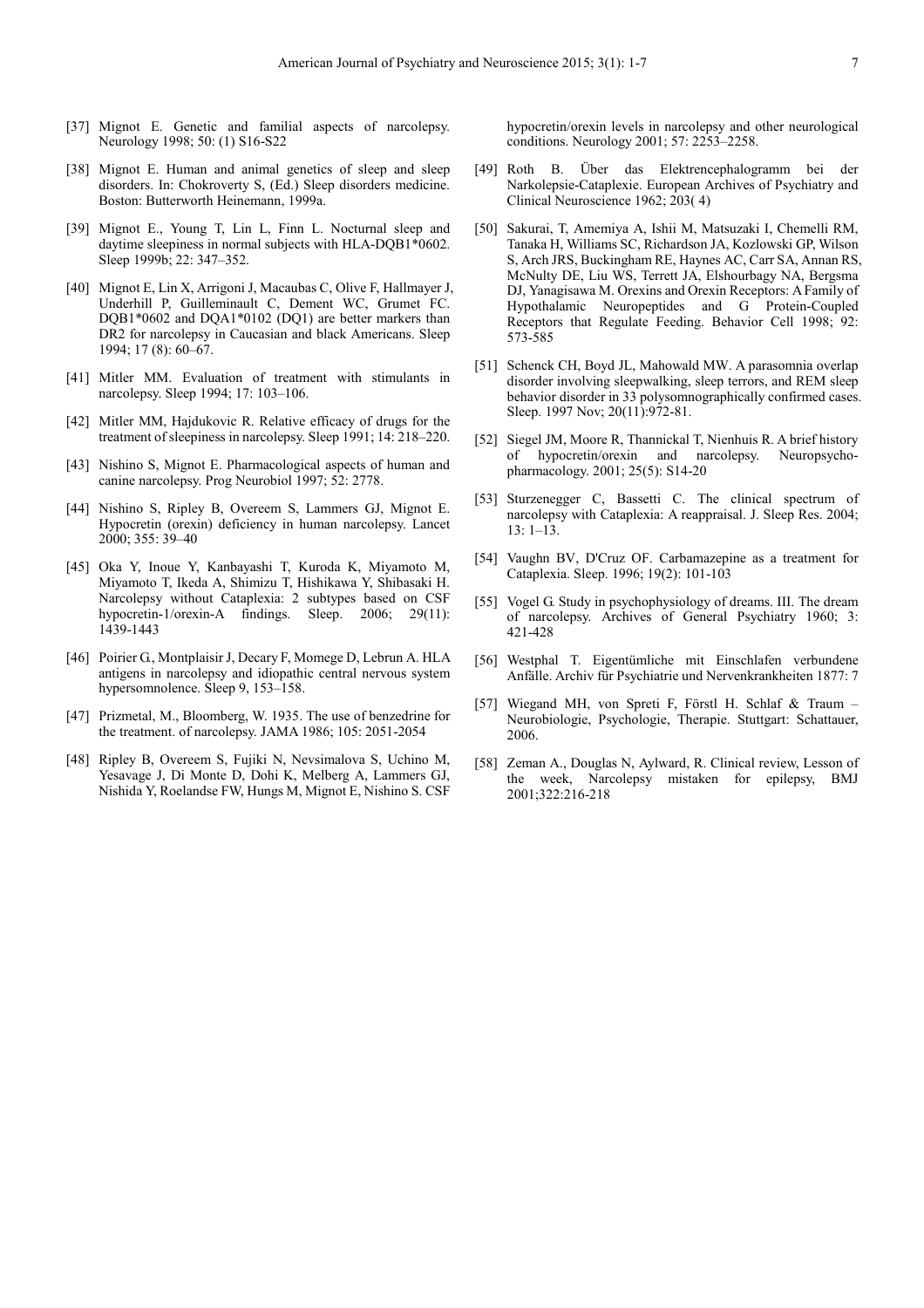[37] Mignot E. Genetic and familial aspects of narcolepsy. Neurology 1998; 50: (1) S16-S22

[38] Mignot E. Human and animal genetics of sleep and sleep disorders. In: Chokroverty S, (Ed.) Sleep disorders medicine. Boston: Butterworth Heinemann, 1999a.

[39] Mignot E., Young T, Lin L, Finn L. Nocturnal sleep and daytime sleepiness in normal subjects with HLA-DQB1*0602. Sleep 1999b; 22: 347–352.

[40] Mignot E, Lin X, Arrigoni J, Macaubas C, Olive F, Hallmayer J, Underhill P, Guilleminault C, Dement WC, Grumet FC. DQB1*0602 and DQA1*0102 (DQ1) are better markers than DR2 for narcolepsy in Caucasian and black Americans. Sleep 1994; 17 (8): 60–67.

[41] Mitler MM. Evaluation of treatment with stimulants in narcolepsy. Sleep 1994; 17: 103–106.

[42] Mitler MM, Hajdukovic R. Relative efficacy of drugs for the treatment of sleepiness in narcolepsy. Sleep 1991; 14: 218–220.

[43] Nishino S, Mignot E. Pharmacological aspects of human and canine narcolepsy. Prog Neurobiol 1997; 52: 2778.

[44] Nishino S, Ripley B, Overeem S, Lammers GJ, Mignot E. Hypocretin (orexin) deficiency in human narcolepsy. Lancet 2000; 355: 39–40

[45] Oka Y, Inoue Y, Kanbayashi T, Kuroda K, Miyamoto M, Miyamoto T, Ikeda A, Shimizu T, Hishikawa Y, Shibasaki H. Narcolepsy without Cataplexia: 2 subtypes based on CSF hypocretin-1/orexin-A findings. Sleep. 2006; 29(11): 1439-1443

[46] Poirier G., Montplaisir J, Decary F, Momege D, Lebrun A. HLA antigens in narcolepsy and idiopathic central nervous system hypersomnolence. Sleep 9, 153–158.

[47] Prizmetal, M., Bloomberg, W. 1935. The use of benzedrine for the treatment. of narcolepsy. JAMA 1986; 105: 2051-2054

[48] Ripley B, Overeem S, Fujiki N, Nevsimalova S, Uchino M, Yesavage J, Di Monte D, Dohi K, Melberg A, Lammers GJ, Nishida Y, Roelandse FW, Hungs M, Mignot E, Nishino S. CSF hypocretin/orexin levels in narcolepsy and other neurological conditions. Neurology 2001; 57: 2253–2258.

[49] Roth B. Über das Elektrencephalogramm bei der Narkolepsie-Cataplexie. European Archives of Psychiatry and Clinical Neuroscience 1962; 203( 4)

[50] Sakurai, T, Amemiya A, Ishii M, Matsuzaki I, Chemelli RM, Tanaka H, Williams SC, Richardson JA, Kozlowski GP, Wilson S, Arch JRS, Buckingham RE, Haynes AC, Carr SA, Annan RS, McNulty DE, Liu WS, Terrett JA, Elshourbagy NA, Bergsma DJ, Yanagisawa M. Orexins and Orexin Receptors: A Family of Hypothalamic Neuropeptides and G Protein-Coupled Receptors that Regulate Feeding. Behavior Cell 1998; 92: 573-585

[51] Schenck CH, Boyd JL, Mahowald MW. A parasomnia overlap disorder involving sleepwalking, sleep terrors, and REM sleep behavior disorder in 33 polysomnographically confirmed cases. Sleep. 1997 Nov; 20(11):972-81.

[52] Siegel JM, Moore R, Thannickal T, Nienhuis R. A brief history of hypocretin/orexin and narcolepsy. Neuropsychopharmacology. 2001; 25(5): S14-20

[53] Sturzenegger C, Bassetti C. The clinical spectrum of narcolepsy with Cataplexia: A reappraisal. J. Sleep Res. 2004; 13: 1–13.

[54] Vaughn BV, D'Cruz OF. Carbamazepine as a treatment for Cataplexia. Sleep. 1996; 19(2): 101-103

[55] Vogel G. Study in psychophysiology of dreams. III. The dream of narcolepsy. Archives of General Psychiatry 1960; 3: 421-428

[56] Westphal T. Eigentümliche mit Einschlafen verbundene Anfälle. Archiv für Psychiatrie und Nervenkrankheiten 1877: 7

[57] Wiegand MH, von Spreti F, Förstl H. Schlaf & Traum – Neurobiologie, Psychologie, Therapie. Stuttgart: Schattauer, 2006.

[58] Zeman A., Douglas N, Aylward, R. Clinical review, Lesson of the week, Narcolepsy mistaken for epilepsy, BMJ 2001;322:216-218